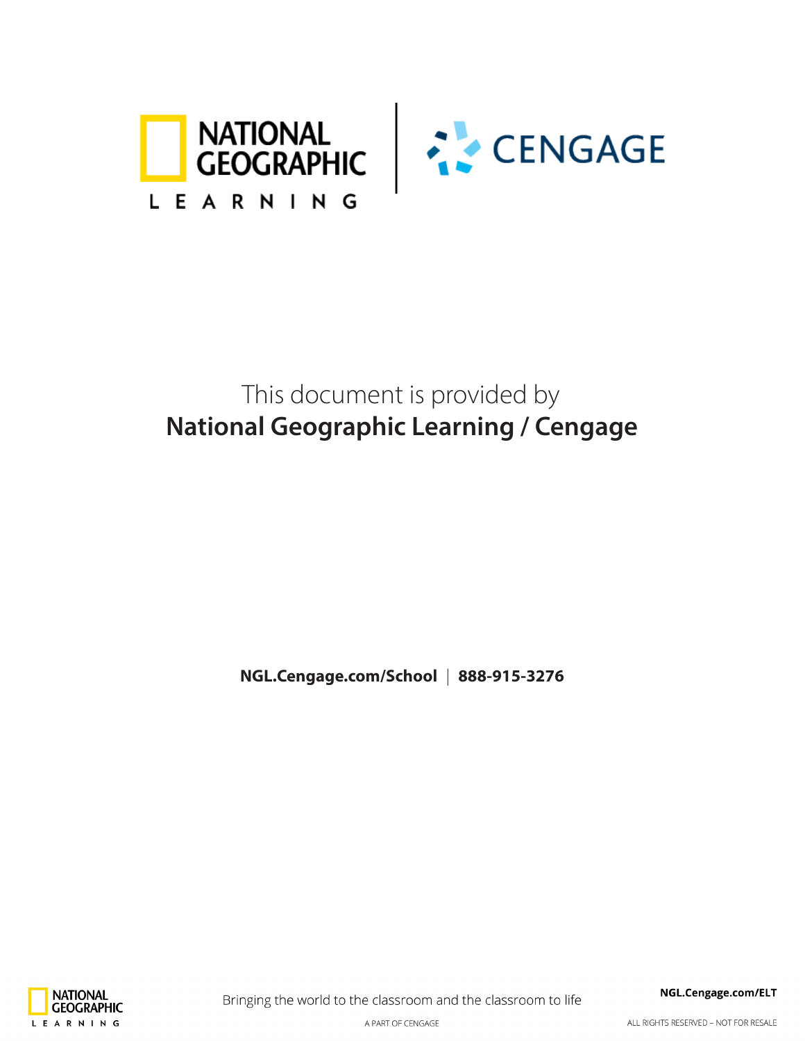This document is provided by

**National Geographic Learning / Cengage**

**NGL.Cengage.com/School** | **888-915-3276**

Bringing the world to the classroom and the classroom to life

A PART OF CENGAGE

**NGL.Cengage.com/ELT**

ALL RIGHTS RESERVED – NOT FOR RESALE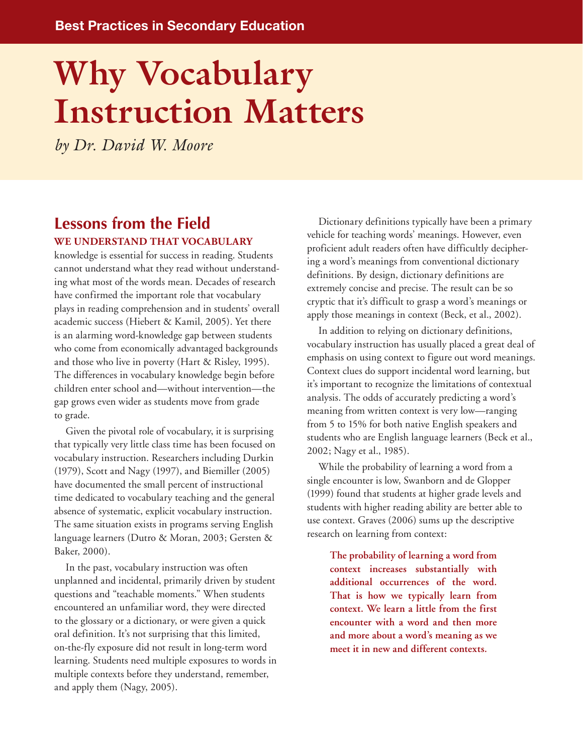Best Practices in Secondary Education

# Why Vocabulary Instruction Matters

*by Dr. David W. Moore*

## Lessons from the Field

**WE UNDERSTAND THAT VOCABULARY** knowledge is essential for success in reading. Students cannot understand what they read without understanding what most of the words mean. Decades of research have confirmed the important role that vocabulary plays in reading comprehension and in students' overall academic success (Hiebert & Kamil, 2005). Yet there is an alarming word-knowledge gap between students who come from economically advantaged backgrounds and those who live in poverty (Hart & Risley, 1995). The differences in vocabulary knowledge begin before children enter school and—without intervention—the gap grows even wider as students move from grade to grade.

Given the pivotal role of vocabulary, it is surprising that typically very little class time has been focused on vocabulary instruction. Researchers including Durkin (1979), Scott and Nagy (1997), and Biemiller (2005) have documented the small percent of instructional time dedicated to vocabulary teaching and the general absence of systematic, explicit vocabulary instruction. The same situation exists in programs serving English language learners (Dutro & Moran, 2003; Gersten & Baker, 2000).

In the past, vocabulary instruction was often unplanned and incidental, primarily driven by student questions and "teachable moments." When students encountered an unfamiliar word, they were directed to the glossary or a dictionary, or were given a quick oral definition. It's not surprising that this limited, on-the-fly exposure did not result in long-term word learning. Students need multiple exposures to words in multiple contexts before they understand, remember, and apply them (Nagy, 2005).

Dictionary definitions typically have been a primary vehicle for teaching words' meanings. However, even proficient adult readers often have difficultly deciphering a word's meanings from conventional dictionary definitions. By design, dictionary definitions are extremely concise and precise. The result can be so cryptic that it's difficult to grasp a word's meanings or apply those meanings in context (Beck, et al., 2002).

In addition to relying on dictionary definitions, vocabulary instruction has usually placed a great deal of emphasis on using context to figure out word meanings. Context clues do support incidental word learning, but it's important to recognize the limitations of contextual analysis. The odds of accurately predicting a word's meaning from written context is very low—ranging from 5 to 15% for both native English speakers and students who are English language learners (Beck et al., 2002; Nagy et al., 1985).

While the probability of learning a word from a single encounter is low, Swanborn and de Glopper (1999) found that students at higher grade levels and students with higher reading ability are better able to use context. Graves (2006) sums up the descriptive research on learning from context:

> **The probability of learning a word from context increases substantially with additional occurrences of the word. That is how we typically learn from context. We learn a little from the first encounter with a word and then more and more about a word's meaning as we meet it in new and different contexts.**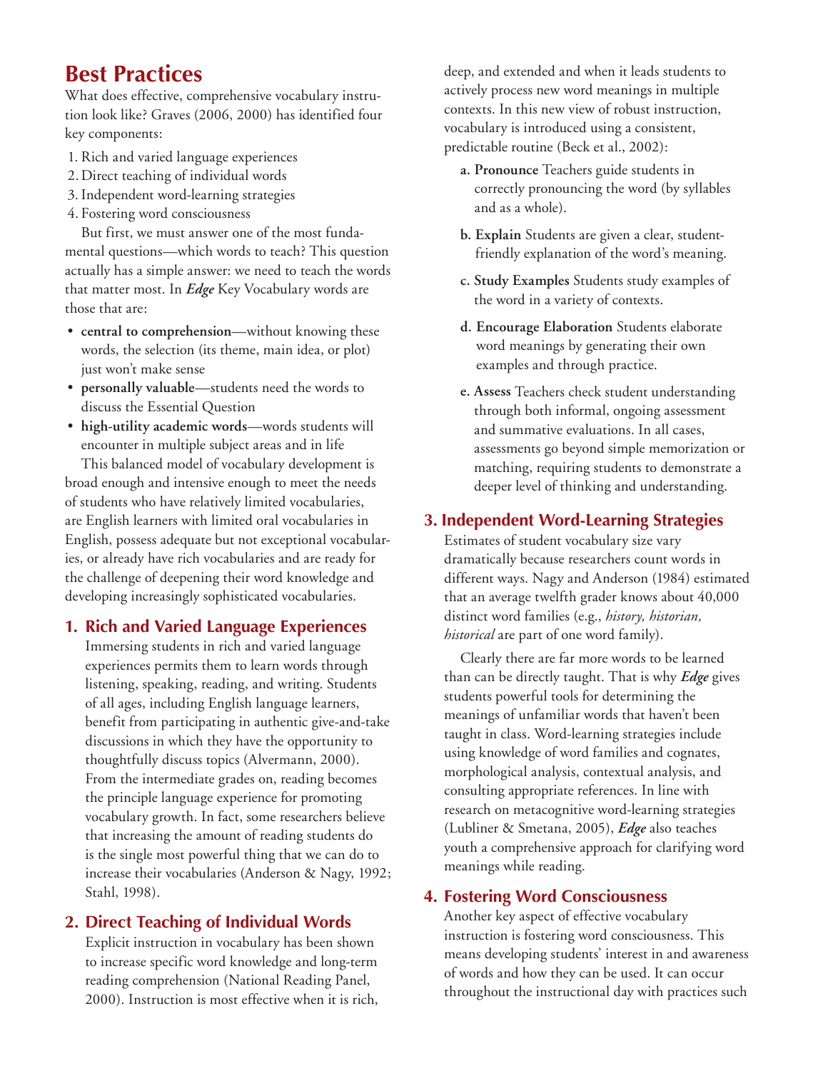# Best Practices

What does effective, comprehensive vocabulary instruction look like? Graves (2006, 2000) has identified four key components:

1. Rich and varied language experiences
2. Direct teaching of individual words
3. Independent word-learning strategies
4. Fostering word consciousness

But first, we must answer one of the most fundamental questions—which words to teach? This question actually has a simple answer: we need to teach the words that matter most. In ***Edge*** Key Vocabulary words are those that are:

- **central to comprehension**—without knowing these words, the selection (its theme, main idea, or plot) just won't make sense
- **personally valuable**—students need the words to discuss the Essential Question
- **high-utility academic words**—words students will encounter in multiple subject areas and in life

This balanced model of vocabulary development is broad enough and intensive enough to meet the needs of students who have relatively limited vocabularies, are English learners with limited oral vocabularies in English, possess adequate but not exceptional vocabularies, or already have rich vocabularies and are ready for the challenge of deepening their word knowledge and developing increasingly sophisticated vocabularies.

## 1. Rich and Varied Language Experiences

Immersing students in rich and varied language experiences permits them to learn words through listening, speaking, reading, and writing. Students of all ages, including English language learners, benefit from participating in authentic give-and-take discussions in which they have the opportunity to thoughtfully discuss topics (Alvermann, 2000). From the intermediate grades on, reading becomes the principle language experience for promoting vocabulary growth. In fact, some researchers believe that increasing the amount of reading students do is the single most powerful thing that we can do to increase their vocabularies (Anderson & Nagy, 1992; Stahl, 1998).

## 2. Direct Teaching of Individual Words

Explicit instruction in vocabulary has been shown to increase specific word knowledge and long-term reading comprehension (National Reading Panel, 2000). Instruction is most effective when it is rich, deep, and extended and when it leads students to actively process new word meanings in multiple contexts. In this new view of robust instruction, vocabulary is introduced using a consistent, predictable routine (Beck et al., 2002):

a. **Pronounce** Teachers guide students in correctly pronouncing the word (by syllables and as a whole).

b. **Explain** Students are given a clear, student-friendly explanation of the word's meaning.

c. **Study Examples** Students study examples of the word in a variety of contexts.

d. **Encourage Elaboration** Students elaborate word meanings by generating their own examples and through practice.

e. **Assess** Teachers check student understanding through both informal, ongoing assessment and summative evaluations. In all cases, assessments go beyond simple memorization or matching, requiring students to demonstrate a deeper level of thinking and understanding.

## 3. Independent Word-Learning Strategies

Estimates of student vocabulary size vary dramatically because researchers count words in different ways. Nagy and Anderson (1984) estimated that an average twelfth grader knows about 40,000 distinct word families (e.g., *history, historian, historical* are part of one word family).

Clearly there are far more words to be learned than can be directly taught. That is why ***Edge*** gives students powerful tools for determining the meanings of unfamiliar words that haven't been taught in class. Word-learning strategies include using knowledge of word families and cognates, morphological analysis, contextual analysis, and consulting appropriate references. In line with research on metacognitive word-learning strategies (Lubliner & Smetana, 2005), ***Edge*** also teaches youth a comprehensive approach for clarifying word meanings while reading.

## 4. Fostering Word Consciousness

Another key aspect of effective vocabulary instruction is fostering word consciousness. This means developing students' interest in and awareness of words and how they can be used. It can occur throughout the instructional day with practices such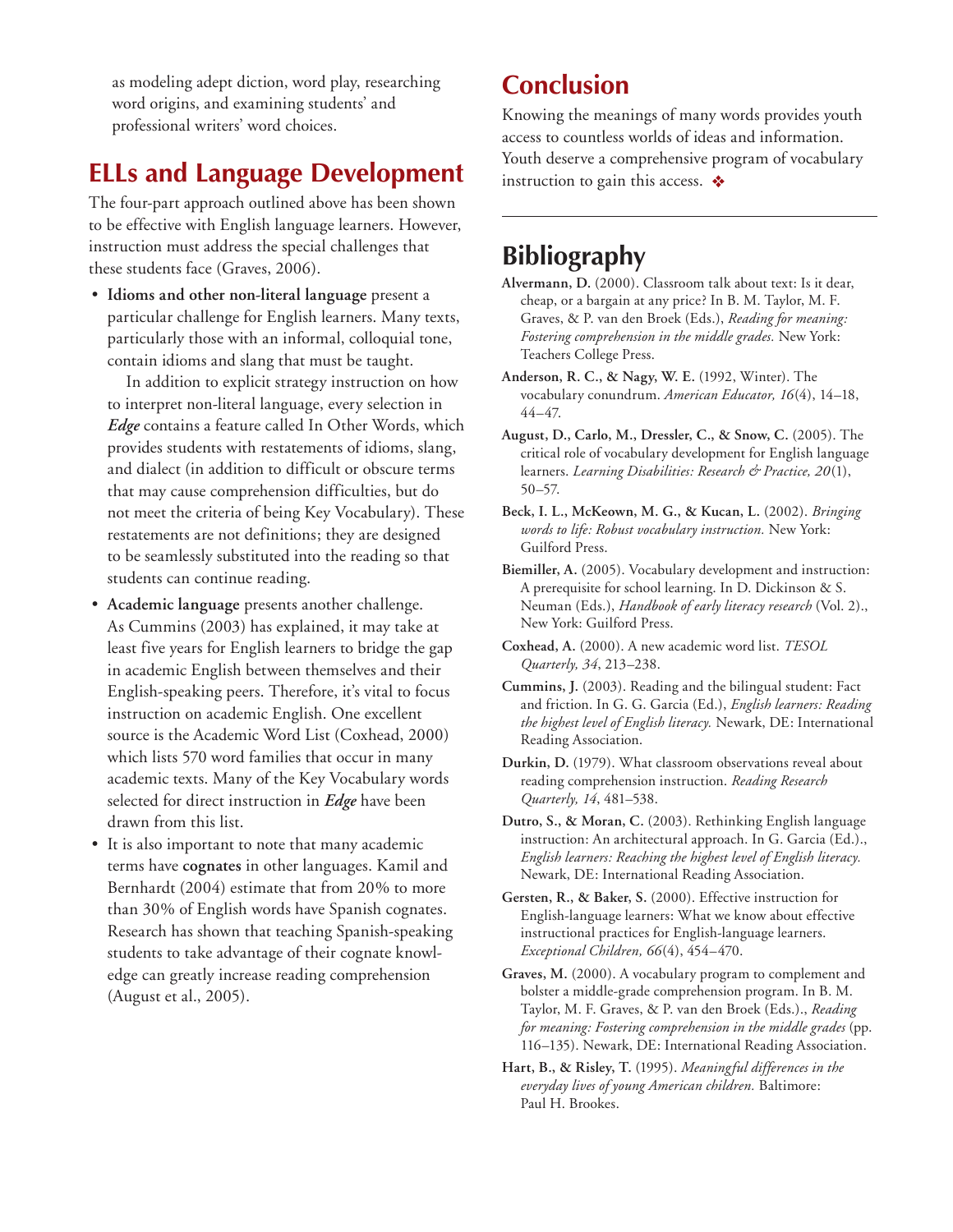as modeling adept diction, word play, researching word origins, and examining students' and professional writers' word choices.

## ELLs and Language Development

The four-part approach outlined above has been shown to be effective with English language learners. However, instruction must address the special challenges that these students face (Graves, 2006).

- **Idioms and other non-literal language** present a particular challenge for English learners. Many texts, particularly those with an informal, colloquial tone, contain idioms and slang that must be taught.

  In addition to explicit strategy instruction on how to interpret non-literal language, every selection in ***Edge*** contains a feature called In Other Words, which provides students with restatements of idioms, slang, and dialect (in addition to difficult or obscure terms that may cause comprehension difficulties, but do not meet the criteria of being Key Vocabulary). These restatements are not definitions; they are designed to be seamlessly substituted into the reading so that students can continue reading.

- **Academic language** presents another challenge. As Cummins (2003) has explained, it may take at least five years for English learners to bridge the gap in academic English between themselves and their English-speaking peers. Therefore, it's vital to focus instruction on academic English. One excellent source is the Academic Word List (Coxhead, 2000) which lists 570 word families that occur in many academic texts. Many of the Key Vocabulary words selected for direct instruction in ***Edge*** have been drawn from this list.

- It is also important to note that many academic terms have **cognates** in other languages. Kamil and Bernhardt (2004) estimate that from 20% to more than 30% of English words have Spanish cognates. Research has shown that teaching Spanish-speaking students to take advantage of their cognate knowledge can greatly increase reading comprehension (August et al., 2005).

## Conclusion

Knowing the meanings of many words provides youth access to countless worlds of ideas and information. Youth deserve a comprehensive program of vocabulary instruction to gain this access. ❖

## Bibliography

**Alvermann, D.** (2000). Classroom talk about text: Is it dear, cheap, or a bargain at any price? In B. M. Taylor, M. F. Graves, & P. van den Broek (Eds.), *Reading for meaning: Fostering comprehension in the middle grades.* New York: Teachers College Press.

**Anderson, R. C., & Nagy, W. E.** (1992, Winter). The vocabulary conundrum. *American Educator, 16*(4), 14–18, 44–47.

**August, D., Carlo, M., Dressler, C., & Snow, C.** (2005). The critical role of vocabulary development for English language learners. *Learning Disabilities: Research & Practice, 20*(1), 50–57.

**Beck, I. L., McKeown, M. G., & Kucan, L.** (2002). *Bringing words to life: Robust vocabulary instruction.* New York: Guilford Press.

**Biemiller, A.** (2005). Vocabulary development and instruction: A prerequisite for school learning. In D. Dickinson & S. Neuman (Eds.), *Handbook of early literacy research* (Vol. 2)., New York: Guilford Press.

**Coxhead, A.** (2000). A new academic word list. *TESOL Quarterly, 34*, 213–238.

**Cummins, J.** (2003). Reading and the bilingual student: Fact and friction. In G. G. Garcia (Ed.), *English learners: Reading the highest level of English literacy.* Newark, DE: International Reading Association.

**Durkin, D.** (1979). What classroom observations reveal about reading comprehension instruction. *Reading Research Quarterly, 14*, 481–538.

**Dutro, S., & Moran, C.** (2003). Rethinking English language instruction: An architectural approach. In G. Garcia (Ed.)., *English learners: Reaching the highest level of English literacy.* Newark, DE: International Reading Association.

**Gersten, R., & Baker, S.** (2000). Effective instruction for English-language learners: What we know about effective instructional practices for English-language learners. *Exceptional Children, 66*(4), 454–470.

**Graves, M.** (2000). A vocabulary program to complement and bolster a middle-grade comprehension program. In B. M. Taylor, M. F. Graves, & P. van den Broek (Eds.)., *Reading for meaning: Fostering comprehension in the middle grades* (pp. 116–135). Newark, DE: International Reading Association.

**Hart, B., & Risley, T.** (1995). *Meaningful differences in the everyday lives of young American children.* Baltimore: Paul H. Brookes.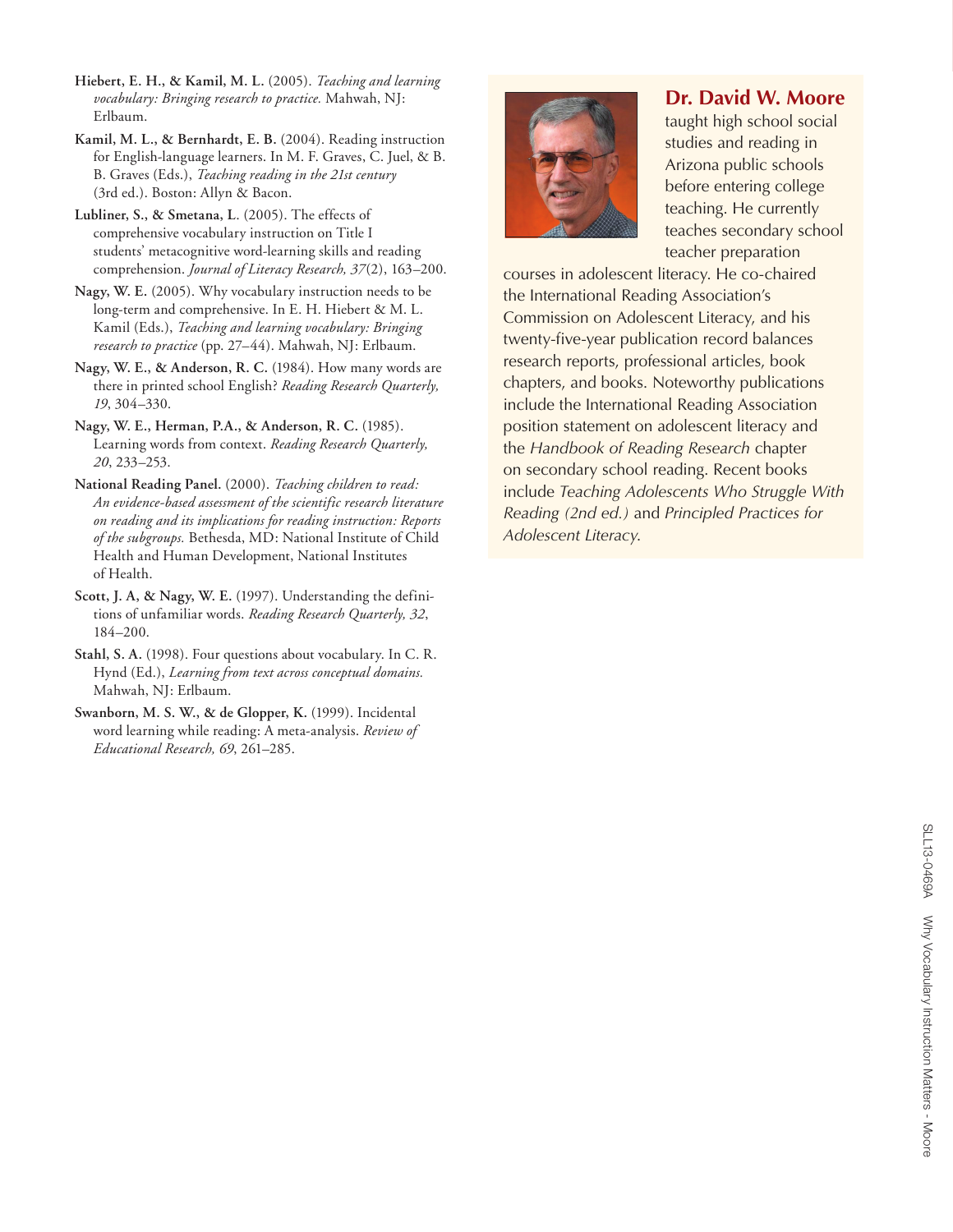**Hiebert, E. H., & Kamil, M. L.** (2005). *Teaching and learning vocabulary: Bringing research to practice.* Mahwah, NJ: Erlbaum.

**Kamil, M. L., & Bernhardt, E. B.** (2004). Reading instruction for English-language learners. In M. F. Graves, C. Juel, & B. B. Graves (Eds.), *Teaching reading in the 21st century* (3rd ed.). Boston: Allyn & Bacon.

**Lubliner, S., & Smetana, L**. (2005). The effects of comprehensive vocabulary instruction on Title I students' metacognitive word-learning skills and reading comprehension. *Journal of Literacy Research, 37*(2), 163–200.

**Nagy, W. E.** (2005). Why vocabulary instruction needs to be long-term and comprehensive. In E. H. Hiebert & M. L. Kamil (Eds.), *Teaching and learning vocabulary: Bringing research to practice* (pp. 27–44). Mahwah, NJ: Erlbaum.

**Nagy, W. E., & Anderson, R. C.** (1984). How many words are there in printed school English? *Reading Research Quarterly, 19*, 304–330.

**Nagy, W. E., Herman, P.A., & Anderson, R. C.** (1985). Learning words from context. *Reading Research Quarterly, 20*, 233–253.

**National Reading Panel.** (2000). *Teaching children to read: An evidence-based assessment of the scientific research literature on reading and its implications for reading instruction: Reports of the subgroups.* Bethesda, MD: National Institute of Child Health and Human Development, National Institutes of Health.

**Scott, J. A, & Nagy, W. E.** (1997). Understanding the definitions of unfamiliar words. *Reading Research Quarterly, 32*, 184–200.

**Stahl, S. A.** (1998). Four questions about vocabulary. In C. R. Hynd (Ed.), *Learning from text across conceptual domains.* Mahwah, NJ: Erlbaum.

**Swanborn, M. S. W., & de Glopper, K.** (1999). Incidental word learning while reading: A meta-analysis. *Review of Educational Research, 69*, 261–285.

**Dr. David W. Moore** taught high school social studies and reading in Arizona public schools before entering college teaching. He currently teaches secondary school teacher preparation courses in adolescent literacy. He co-chaired the International Reading Association's Commission on Adolescent Literacy, and his twenty-five-year publication record balances research reports, professional articles, book chapters, and books. Noteworthy publications include the International Reading Association position statement on adolescent literacy and the *Handbook of Reading Research* chapter on secondary school reading. Recent books include *Teaching Adolescents Who Struggle With Reading (2nd ed.)* and *Principled Practices for Adolescent Literacy*.

SLL13-0469A Why Vocabulary Instruction Matters - Moore